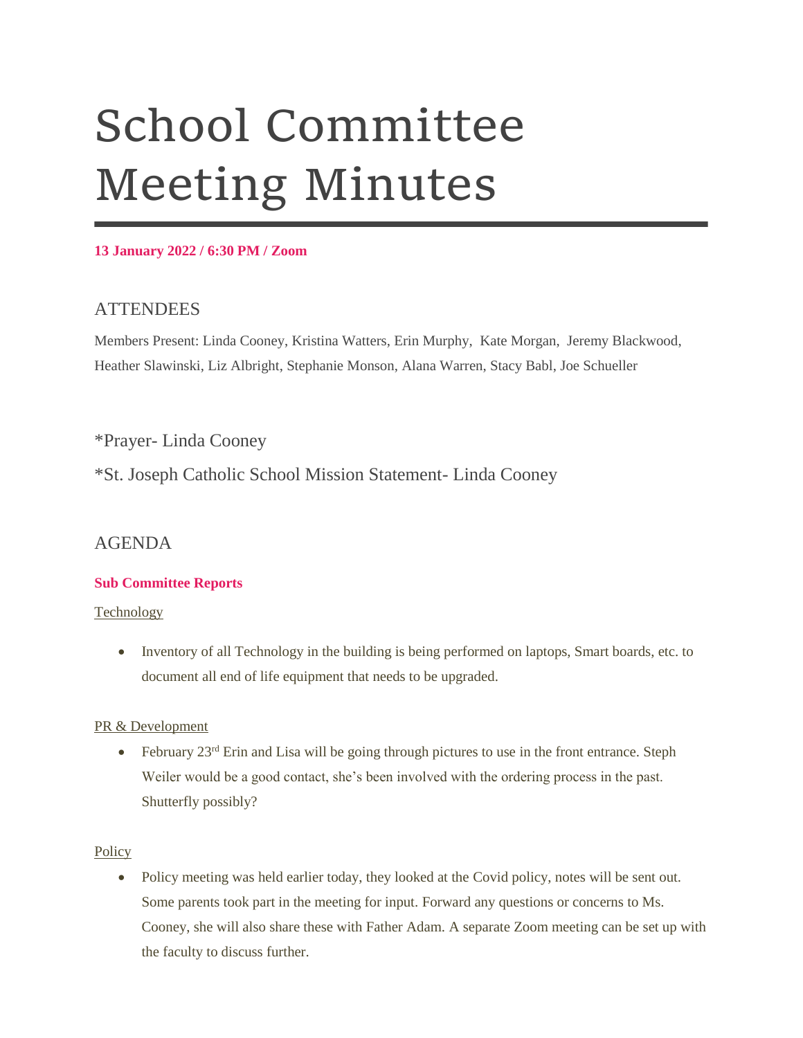# School Committee Meeting Minutes

**13 January 2022 / 6:30 PM / Zoom**

## ATTENDEES

Members Present: Linda Cooney, Kristina Watters, Erin Murphy, Kate Morgan, Jeremy Blackwood, Heather Slawinski, Liz Albright, Stephanie Monson, Alana Warren, Stacy Babl, Joe Schueller

*Prayer- Linda Cooney

*St. Joseph Catholic School Mission Statement- Linda Cooney

## AGENDA

**Sub Committee Reports**

Technology

- Inventory of all Technology in the building is being performed on laptops, Smart boards, etc. to document all end of life equipment that needs to be upgraded.

PR & Development

- February 23rd Erin and Lisa will be going through pictures to use in the front entrance. Steph Weiler would be a good contact, she's been involved with the ordering process in the past. Shutterfly possibly?

Policy

- Policy meeting was held earlier today, they looked at the Covid policy, notes will be sent out. Some parents took part in the meeting for input. Forward any questions or concerns to Ms. Cooney, she will also share these with Father Adam. A separate Zoom meeting can be set up with the faculty to discuss further.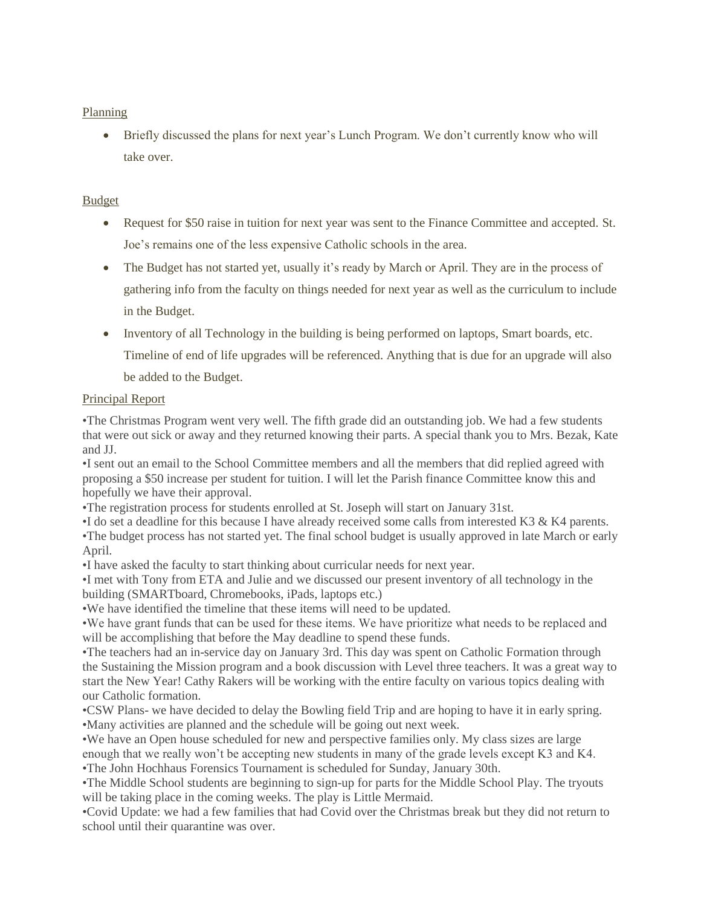Planning

- Briefly discussed the plans for next year's Lunch Program. We don't currently know who will take over.

Budget

- Request for $50 raise in tuition for next year was sent to the Finance Committee and accepted. St. Joe's remains one of the less expensive Catholic schools in the area.
- The Budget has not started yet, usually it's ready by March or April. They are in the process of gathering info from the faculty on things needed for next year as well as the curriculum to include in the Budget.
- Inventory of all Technology in the building is being performed on laptops, Smart boards, etc. Timeline of end of life upgrades will be referenced. Anything that is due for an upgrade will also be added to the Budget.

Principal Report

•The Christmas Program went very well. The fifth grade did an outstanding job. We had a few students that were out sick or away and they returned knowing their parts. A special thank you to Mrs. Bezak, Kate and JJ.
•I sent out an email to the School Committee members and all the members that did replied agreed with proposing a $50 increase per student for tuition. I will let the Parish finance Committee know this and hopefully we have their approval.
•The registration process for students enrolled at St. Joseph will start on January 31st.
•I do set a deadline for this because I have already received some calls from interested K3 & K4 parents.
•The budget process has not started yet. The final school budget is usually approved in late March or early April.
•I have asked the faculty to start thinking about curricular needs for next year.
•I met with Tony from ETA and Julie and we discussed our present inventory of all technology in the building (SMARTboard, Chromebooks, iPads, laptops etc.)
•We have identified the timeline that these items will need to be updated.
•We have grant funds that can be used for these items. We have prioritize what needs to be replaced and will be accomplishing that before the May deadline to spend these funds.
•The teachers had an in-service day on January 3rd. This day was spent on Catholic Formation through the Sustaining the Mission program and a book discussion with Level three teachers. It was a great way to start the New Year! Cathy Rakers will be working with the entire faculty on various topics dealing with our Catholic formation.
•CSW Plans- we have decided to delay the Bowling field Trip and are hoping to have it in early spring.
•Many activities are planned and the schedule will be going out next week.
•We have an Open house scheduled for new and perspective families only. My class sizes are large enough that we really won't be accepting new students in many of the grade levels except K3 and K4.
•The John Hochhaus Forensics Tournament is scheduled for Sunday, January 30th.
•The Middle School students are beginning to sign-up for parts for the Middle School Play. The tryouts will be taking place in the coming weeks. The play is Little Mermaid.
•Covid Update: we had a few families that had Covid over the Christmas break but they did not return to school until their quarantine was over.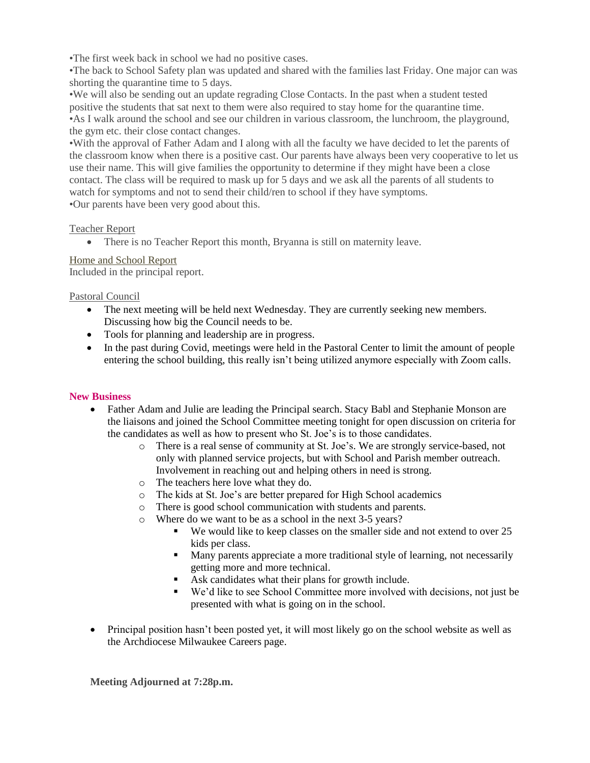•The first week back in school we had no positive cases.
•The back to School Safety plan was updated and shared with the families last Friday. One major can was shorting the quarantine time to 5 days.
•We will also be sending out an update regrading Close Contacts. In the past when a student tested positive the students that sat next to them were also required to stay home for the quarantine time.
•As I walk around the school and see our children in various classroom, the lunchroom, the playground, the gym etc. their close contact changes.
•With the approval of Father Adam and I along with all the faculty we have decided to let the parents of the classroom know when there is a positive cast. Our parents have always been very cooperative to let us use their name. This will give families the opportunity to determine if they might have been a close contact. The class will be required to mask up for 5 days and we ask all the parents of all students to watch for symptoms and not to send their child/ren to school if they have symptoms.
•Our parents have been very good about this.

Teacher Report

- There is no Teacher Report this month, Bryanna is still on maternity leave.

Home and School Report
Included in the principal report.

Pastoral Council

- The next meeting will be held next Wednesday. They are currently seeking new members. Discussing how big the Council needs to be.
- Tools for planning and leadership are in progress.
- In the past during Covid, meetings were held in the Pastoral Center to limit the amount of people entering the school building, this really isn't being utilized anymore especially with Zoom calls.

**New Business**

- Father Adam and Julie are leading the Principal search. Stacy Babl and Stephanie Monson are the liaisons and joined the School Committee meeting tonight for open discussion on criteria for the candidates as well as how to present who St. Joe's is to those candidates.
    - There is a real sense of community at St. Joe's. We are strongly service-based, not only with planned service projects, but with School and Parish member outreach. Involvement in reaching out and helping others in need is strong.
    - The teachers here love what they do.
    - The kids at St. Joe's are better prepared for High School academics
    - There is good school communication with students and parents.
    - Where do we want to be as a school in the next 3-5 years?
        - We would like to keep classes on the smaller side and not extend to over 25 kids per class.
        - Many parents appreciate a more traditional style of learning, not necessarily getting more and more technical.
        - Ask candidates what their plans for growth include.
        - We'd like to see School Committee more involved with decisions, not just be presented with what is going on in the school.
- Principal position hasn't been posted yet, it will most likely go on the school website as well as the Archdiocese Milwaukee Careers page.

**Meeting Adjourned at 7:28p.m.**